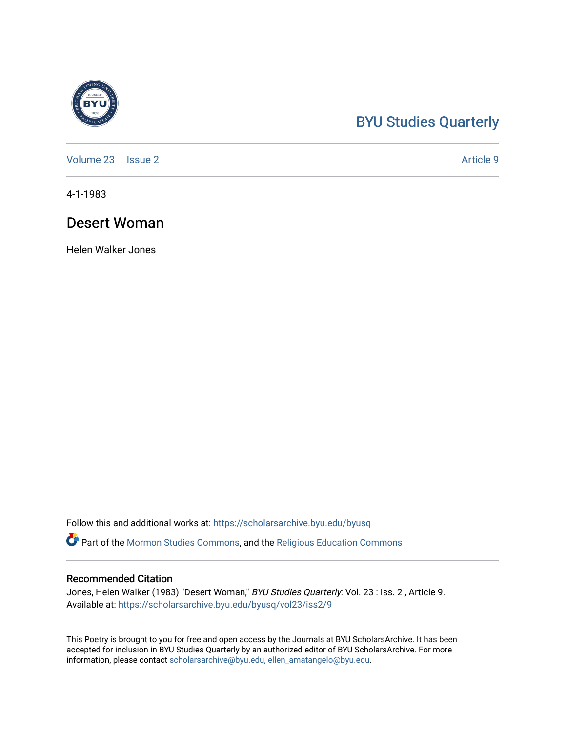BYU Studies Quarterly

Volume 23 | Issue 2 | Article 9

4-1-1983

# Desert Woman

Helen Walker Jones

Follow this and additional works at: https://scholarsarchive.byu.edu/byusq

Part of the Mormon Studies Commons, and the Religious Education Commons

## Recommended Citation

Jones, Helen Walker (1983) "Desert Woman," *BYU Studies Quarterly*: Vol. 23 : Iss. 2 , Article 9.
Available at: https://scholarsarchive.byu.edu/byusq/vol23/iss2/9

This Poetry is brought to you for free and open access by the Journals at BYU ScholarsArchive. It has been accepted for inclusion in BYU Studies Quarterly by an authorized editor of BYU ScholarsArchive. For more information, please contact scholarsarchive@byu.edu, ellen_amatangelo@byu.edu.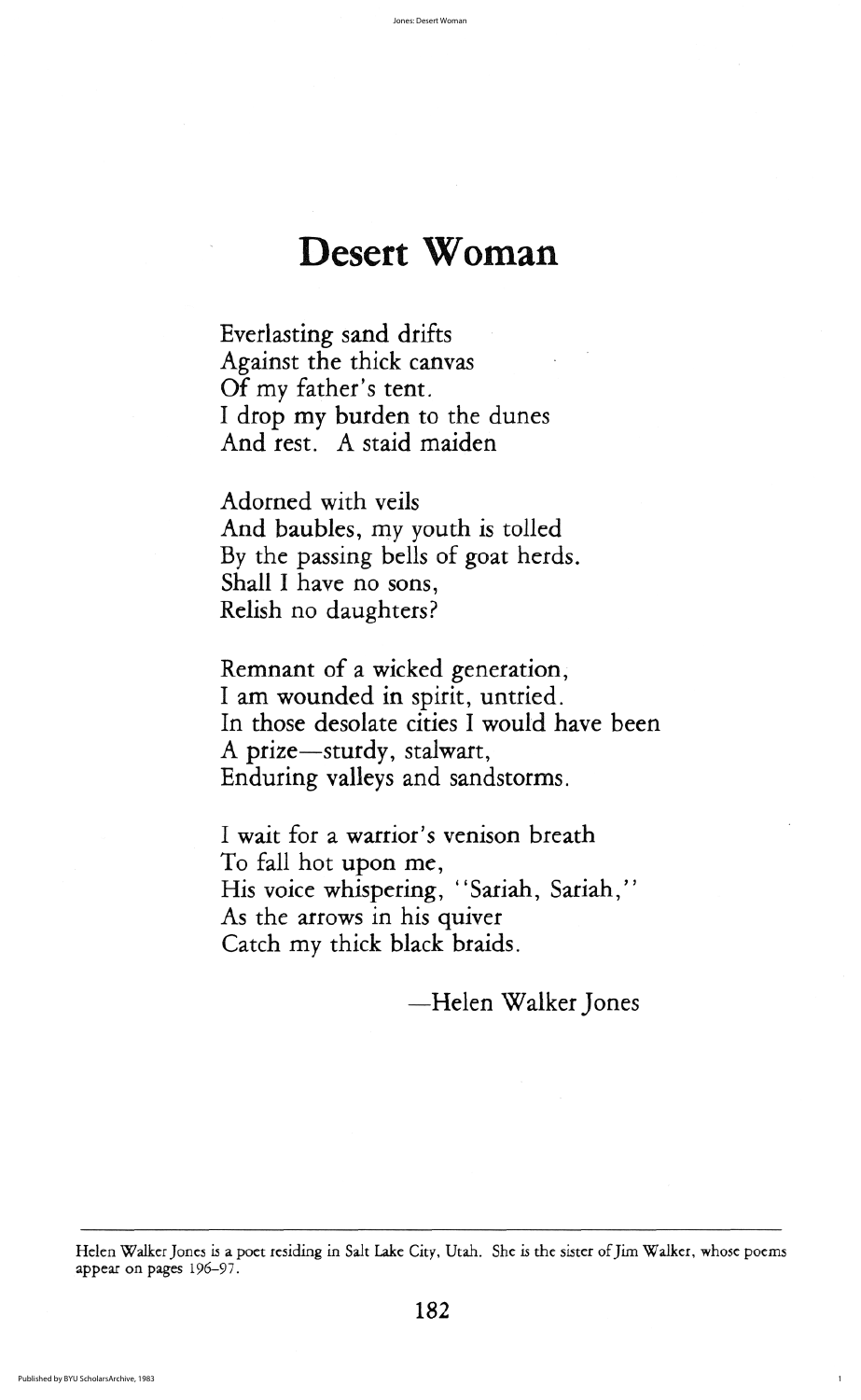# Desert Woman

Everlasting sand drifts  
Against the thick canvas  
Of my father's tent.  
I drop my burden to the dunes  
And rest. A staid maiden

Adorned with veils  
And baubles, my youth is tolled  
By the passing bells of goat herds.  
Shall I have no sons,  
Relish no daughters?

Remnant of a wicked generation,  
I am wounded in spirit, untried.  
In those desolate cities I would have been  
A prize—sturdy, stalwart,  
Enduring valleys and sandstorms.

I wait for a warrior's venison breath  
To fall hot upon me,  
His voice whispering, "Sariah, Sariah,"  
As the arrows in his quiver  
Catch my thick black braids.

—Helen Walker Jones

---

Helen Walker Jones is a poet residing in Salt Lake City, Utah. She is the sister of Jim Walker, whose poems appear on pages 196–97.